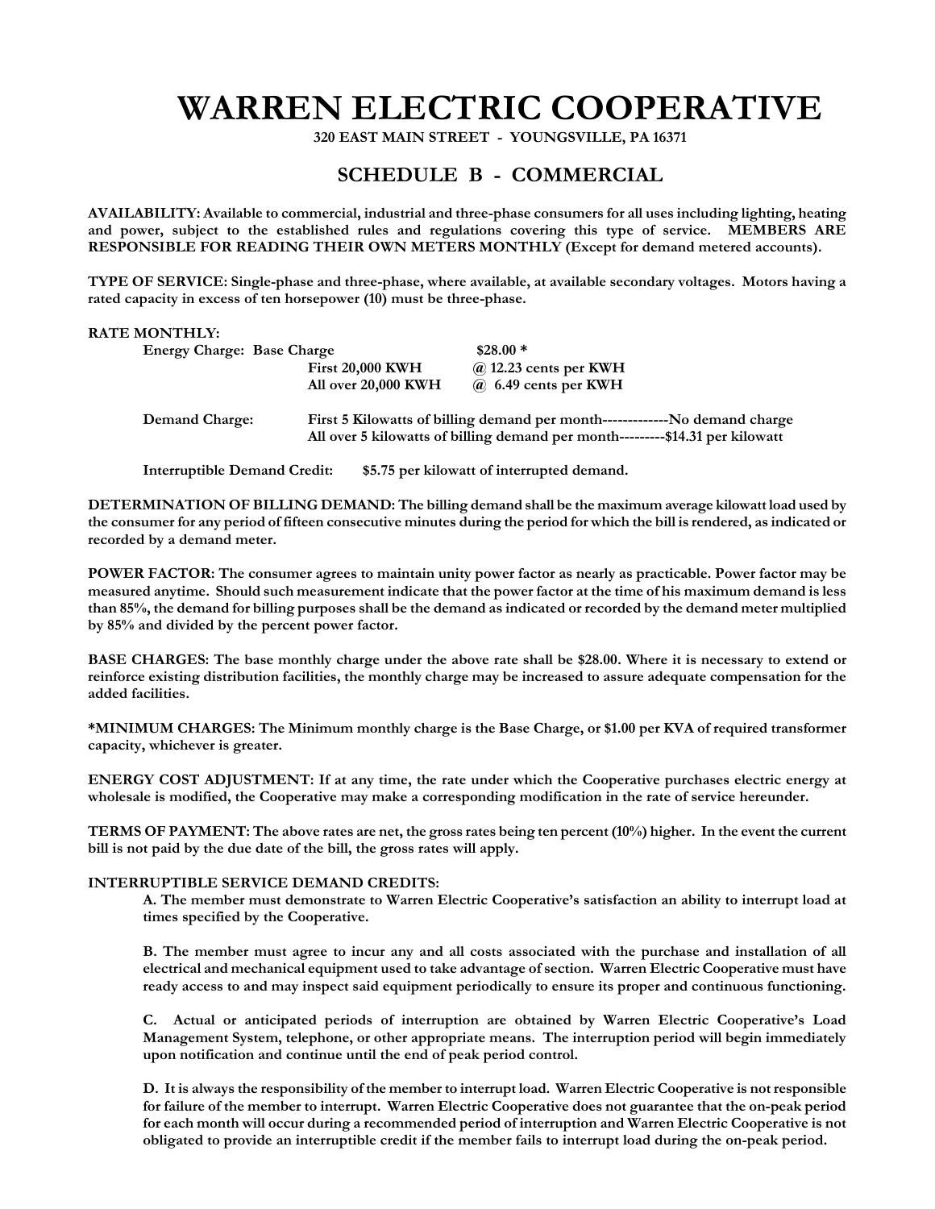# WARREN ELECTRIC COOPERATIVE

**320 EAST MAIN STREET - YOUNGSVILLE, PA 16371**

## SCHEDULE B - COMMERCIAL

**AVAILABILITY:** Available to commercial, industrial and three-phase consumers for all uses including lighting, heating and power, subject to the established rules and regulations covering this type of service. **MEMBERS ARE RESPONSIBLE FOR READING THEIR OWN METERS MONTHLY** (Except for demand metered accounts).

**TYPE OF SERVICE:** Single-phase and three-phase, where available, at available secondary voltages. Motors having a rated capacity in excess of ten horsepower (10) must be three-phase.

**RATE MONTHLY:**

| | | |
|---|---|---|
| Energy Charge: Base Charge | | $28.00 * |
| | First 20,000 KWH | @ 12.23 cents per KWH |
| | All over 20,000 KWH | @ 6.49 cents per KWH |

Demand Charge: First 5 Kilowatts of billing demand per month-------------No demand charge
All over 5 kilowatts of billing demand per month---------$14.31 per kilowatt

Interruptible Demand Credit: $5.75 per kilowatt of interrupted demand.

**DETERMINATION OF BILLING DEMAND:** The billing demand shall be the maximum average kilowatt load used by the consumer for any period of fifteen consecutive minutes during the period for which the bill is rendered, as indicated or recorded by a demand meter.

**POWER FACTOR:** The consumer agrees to maintain unity power factor as nearly as practicable. Power factor may be measured anytime. Should such measurement indicate that the power factor at the time of his maximum demand is less than 85%, the demand for billing purposes shall be the demand as indicated or recorded by the demand meter multiplied by 85% and divided by the percent power factor.

**BASE CHARGES:** The base monthly charge under the above rate shall be $28.00. Where it is necessary to extend or reinforce existing distribution facilities, the monthly charge may be increased to assure adequate compensation for the added facilities.

***MINIMUM CHARGES:** The Minimum monthly charge is the Base Charge, or $1.00 per KVA of required transformer capacity, whichever is greater.

**ENERGY COST ADJUSTMENT:** If at any time, the rate under which the Cooperative purchases electric energy at wholesale is modified, the Cooperative may make a corresponding modification in the rate of service hereunder.

**TERMS OF PAYMENT:** The above rates are net, the gross rates being ten percent (10%) higher. In the event the current bill is not paid by the due date of the bill, the gross rates will apply.

**INTERRUPTIBLE SERVICE DEMAND CREDITS:**

A. The member must demonstrate to Warren Electric Cooperative's satisfaction an ability to interrupt load at times specified by the Cooperative.

B. The member must agree to incur any and all costs associated with the purchase and installation of all electrical and mechanical equipment used to take advantage of section. Warren Electric Cooperative must have ready access to and may inspect said equipment periodically to ensure its proper and continuous functioning.

C. Actual or anticipated periods of interruption are obtained by Warren Electric Cooperative's Load Management System, telephone, or other appropriate means. The interruption period will begin immediately upon notification and continue until the end of peak period control.

D. It is always the responsibility of the member to interrupt load. Warren Electric Cooperative is not responsible for failure of the member to interrupt. Warren Electric Cooperative does not guarantee that the on-peak period for each month will occur during a recommended period of interruption and Warren Electric Cooperative is not obligated to provide an interruptible credit if the member fails to interrupt load during the on-peak period.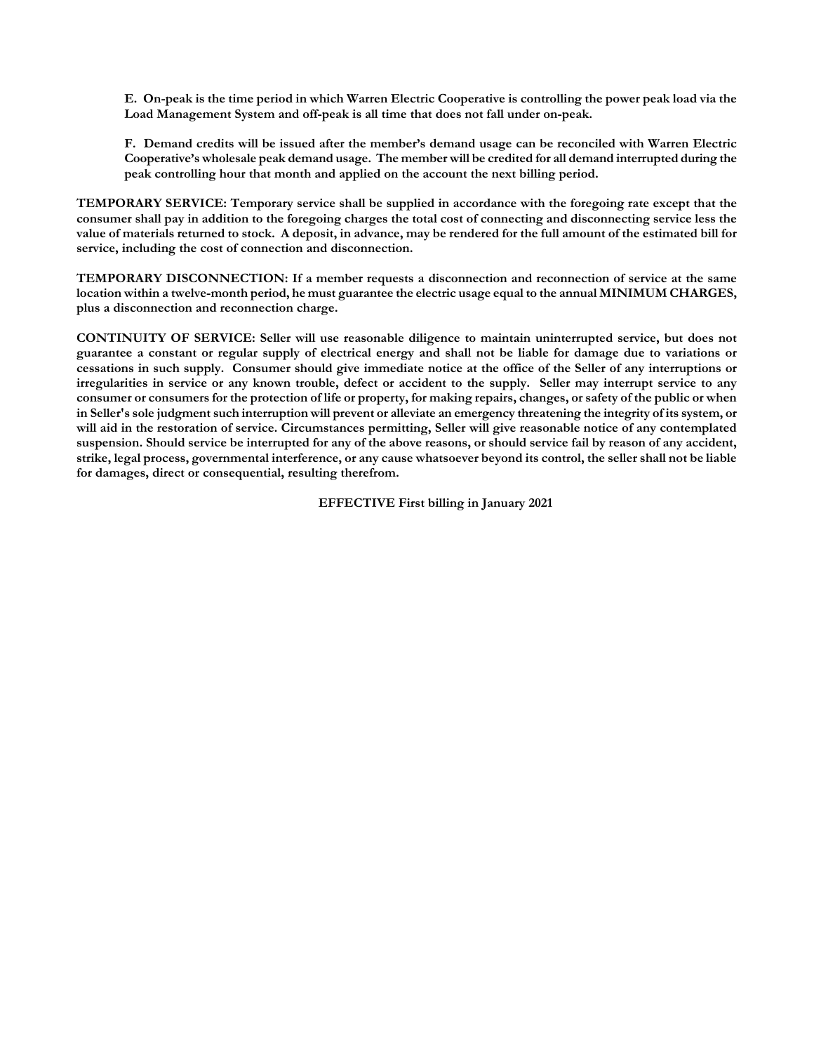**E. On-peak is the time period in which Warren Electric Cooperative is controlling the power peak load via the Load Management System and off-peak is all time that does not fall under on-peak.**

**F. Demand credits will be issued after the member's demand usage can be reconciled with Warren Electric Cooperative's wholesale peak demand usage. The member will be credited for all demand interrupted during the peak controlling hour that month and applied on the account the next billing period.**

**TEMPORARY SERVICE: Temporary service shall be supplied in accordance with the foregoing rate except that the consumer shall pay in addition to the foregoing charges the total cost of connecting and disconnecting service less the value of materials returned to stock. A deposit, in advance, may be rendered for the full amount of the estimated bill for service, including the cost of connection and disconnection.**

**TEMPORARY DISCONNECTION: If a member requests a disconnection and reconnection of service at the same location within a twelve-month period, he must guarantee the electric usage equal to the annual MINIMUM CHARGES, plus a disconnection and reconnection charge.**

**CONTINUITY OF SERVICE: Seller will use reasonable diligence to maintain uninterrupted service, but does not guarantee a constant or regular supply of electrical energy and shall not be liable for damage due to variations or cessations in such supply. Consumer should give immediate notice at the office of the Seller of any interruptions or irregularities in service or any known trouble, defect or accident to the supply. Seller may interrupt service to any consumer or consumers for the protection of life or property, for making repairs, changes, or safety of the public or when in Seller's sole judgment such interruption will prevent or alleviate an emergency threatening the integrity of its system, or will aid in the restoration of service. Circumstances permitting, Seller will give reasonable notice of any contemplated suspension. Should service be interrupted for any of the above reasons, or should service fail by reason of any accident, strike, legal process, governmental interference, or any cause whatsoever beyond its control, the seller shall not be liable for damages, direct or consequential, resulting therefrom.**

**EFFECTIVE First billing in January 2021**